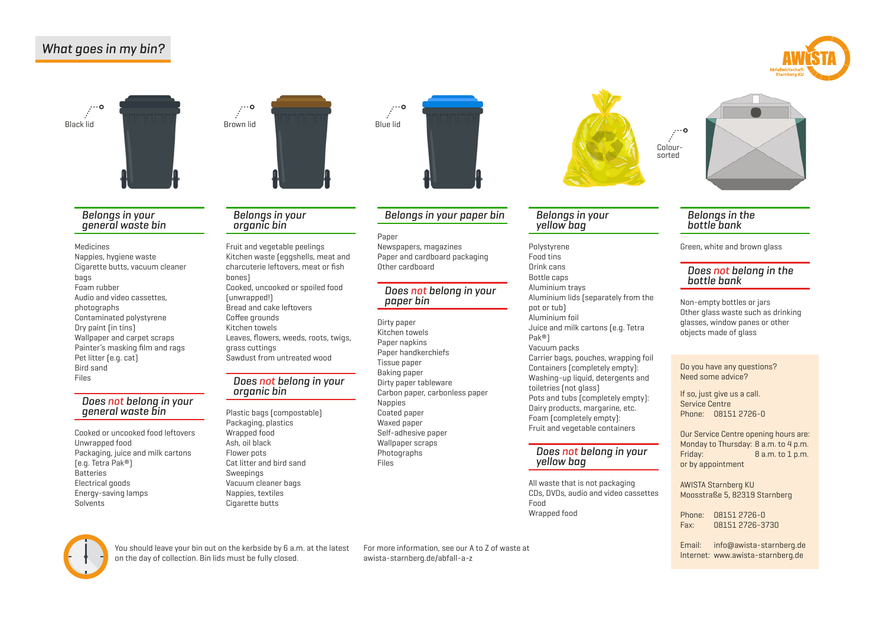# What goes in my bin?

AWISTA
Abfallwirtschaft Starnberg KU

Black lid

Brown lid

Blue lid

Colour-sorted

## Belongs in your general waste bin

Medicines
Nappies, hygiene waste
Cigarette butts, vacuum cleaner bags
Foam rubber
Audio and video cassettes, photographs
Contaminated polystyrene
Dry paint (in tins)
Wallpaper and carpet scraps
Painter's masking film and rags
Pet litter (e.g. cat)
Bird sand
Files

## Does not belong in your general waste bin

Cooked or uncooked food leftovers
Unwrapped food
Packaging, juice and milk cartons (e.g. Tetra Pak®)
Batteries
Electrical goods
Energy-saving lamps
Solvents

## Belongs in your organic bin

Fruit and vegetable peelings
Kitchen waste (eggshells, meat and charcuterie leftovers, meat or fish bones)
Cooked, uncooked or spoiled food (unwrapped!)
Bread and cake leftovers
Coffee grounds
Kitchen towels
Leaves, flowers, weeds, roots, twigs, grass cuttings
Sawdust from untreated wood

## Does not belong in your organic bin

Plastic bags (compostable)
Packaging, plastics
Wrapped food
Ash, oil black
Flower pots
Cat litter and bird sand
Sweepings
Vacuum cleaner bags
Nappies, textiles
Cigarette butts

## Belongs in your paper bin

Paper
Newspapers, magazines
Paper and cardboard packaging
Other cardboard

## Does not belong in your paper bin

Dirty paper
Kitchen towels
Paper napkins
Paper handkerchiefs
Tissue paper
Baking paper
Dirty paper tableware
Carbon paper, carbonless paper
Nappies
Coated paper
Waxed paper
Self-adhesive paper
Wallpaper scraps
Photographs
Files

## Belongs in your yellow bag

Polystyrene
Food tins
Drink cans
Bottle caps
Aluminium trays
Aluminium lids (separately from the pot or tub)
Aluminium foil
Juice and milk cartons (e.g. Tetra Pak®)
Vacuum packs
Carrier bags, pouches, wrapping foil
Containers (completely empty):
Washing-up liquid, detergents and toiletries (not glass)
Pots and tubs (completely empty):
Dairy products, margarine, etc.
Foam (completely empty):
Fruit and vegetable containers

## Does not belong in your yellow bag

All waste that is not packaging
CDs, DVDs, audio and video cassettes
Food
Wrapped food

## Belongs in the bottle bank

Green, white and brown glass

## Does not belong in the bottle bank

Non-empty bottles or jars
Other glass waste such as drinking glasses, window panes or other objects made of glass

Do you have any questions?
Need some advice?

If so, just give us a call.
Service Centre
Phone: 08151 2726-0

Our Service Centre opening hours are:
Monday to Thursday: 8 a.m. to 4 p.m.
Friday: 8 a.m. to 1 p.m.
or by appointment

AWISTA Starnberg KU
Moosstraße 5, 82319 Starnberg

Phone: 08151 2726-0
Fax: 08151 2726-3730

Email: info@awista-starnberg.de
Internet: www.awista-starnberg.de

You should leave your bin out on the kerbside by 6 a.m. at the latest on the day of collection. Bin lids must be fully closed.

For more information, see our A to Z of waste at awista-starnberg.de/abfall-a-z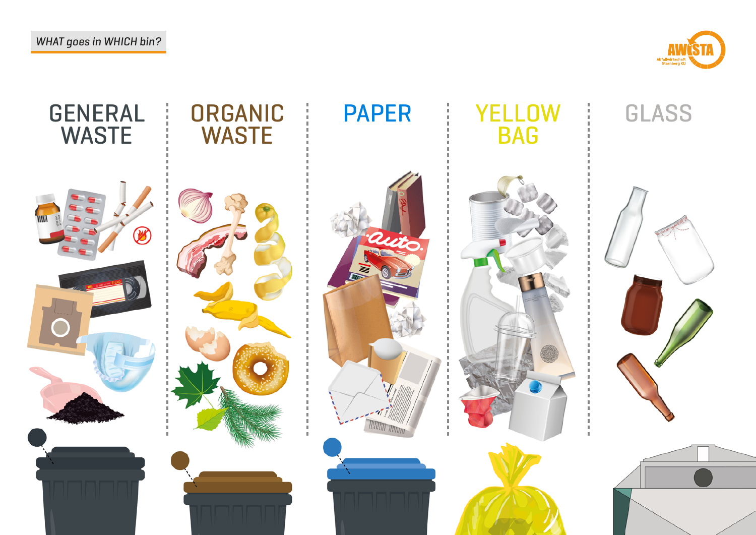WHAT goes in WHICH bin?

AWISTA
Abfallwirtschaft Starnberg KU

## GENERAL WASTE

## ORGANIC WASTE

## PAPER

## YELLOW BAG

## GLASS